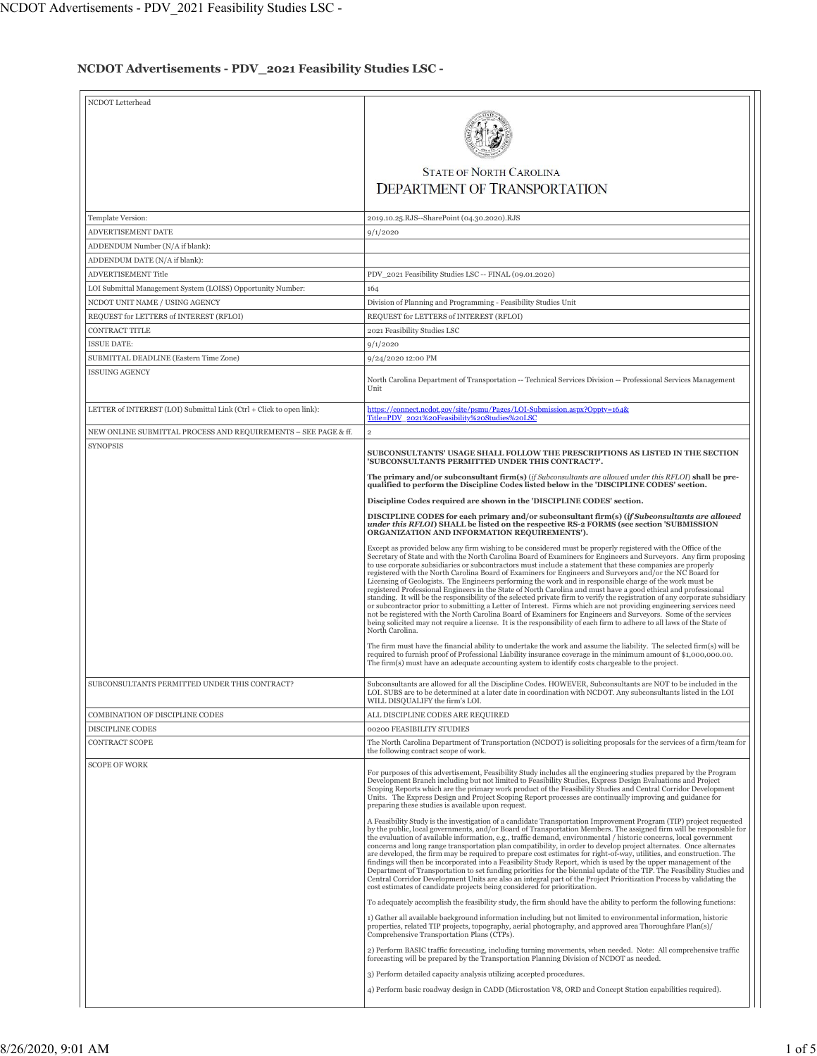# NCDOT Advertisements - PDV_2021 Feasibility Studies LSC -

| NCDOT Letterhead | STATE OF NORTH CAROLINA<br>DEPARTMENT OF TRANSPORTATION |
|---|---|
| Template Version: | 2019.10.25.RJS--SharePoint (04.30.2020).RJS |
| ADVERTISEMENT DATE | 9/1/2020 |
| ADDENDUM Number (N/A if blank): | |
| ADDENDUM DATE (N/A if blank): | |
| ADVERTISEMENT Title | PDV_2021 Feasibility Studies LSC -- FINAL (09.01.2020) |
| LOI Submittal Management System (LOISS) Opportunity Number: | 164 |
| NCDOT UNIT NAME / USING AGENCY | Division of Planning and Programming - Feasibility Studies Unit |
| REQUEST for LETTERS of INTEREST (RFLOI) | REQUEST for LETTERS of INTEREST (RFLOI) |
| CONTRACT TITLE | 2021 Feasibility Studies LSC |
| ISSUE DATE: | 9/1/2020 |
| SUBMITTAL DEADLINE (Eastern Time Zone) | 9/24/2020 12:00 PM |
| ISSUING AGENCY | North Carolina Department of Transportation -- Technical Services Division -- Professional Services Management Unit |
| LETTER of INTEREST (LOI) Submittal Link (Ctrl + Click to open link): | https://connect.ncdot.gov/site/psmu/Pages/LOI-Submission.aspx?Oppty=164&Title=PDV_2021%20Feasibility%20Studies%20LSC |
| NEW ONLINE SUBMITTAL PROCESS AND REQUIREMENTS – SEE PAGE & ff. | 2 |
| SYNOPSIS | **SUBCONSULTANTS' USAGE SHALL FOLLOW THE PRESCRIPTIONS AS LISTED IN THE SECTION 'SUBCONSULTANTS PERMITTED UNDER THIS CONTRACT?'.**<br><br>**The primary and/or subconsultant firm(s)** (*if Subconsultants are allowed under this RFLOI*) **shall be pre-qualified to perform the Discipline Codes listed below in the 'DISCIPLINE CODES' section.**<br><br>**Discipline Codes required are shown in the 'DISCIPLINE CODES' section.**<br><br>**DISCIPLINE CODES for each primary and/or subconsultant firm(s) (*if Subconsultants are allowed under this RFLOI*) SHALL be listed on the respective RS-2 FORMS (see section 'SUBMISSION ORGANIZATION AND INFORMATION REQUIREMENTS').**<br><br>Except as provided below any firm wishing to be considered must be properly registered with the Office of the Secretary of State and with the North Carolina Board of Examiners for Engineers and Surveyors. Any firm proposing to use corporate subsidiaries or subcontractors must include a statement that these companies are properly registered with the North Carolina Board of Examiners for Engineers and Surveyors and/or the NC Board for Licensing of Geologists. The Engineers performing the work and in responsible charge of the work must be registered Professional Engineers in the State of North Carolina and must have a good ethical and professional standing. It will be the responsibility of the selected private firm to verify the registration of any corporate subsidiary or subcontractor prior to submitting a Letter of Interest. Firms which are not providing engineering services need not be registered with the North Carolina Board of Examiners for Engineers and Surveyors. Some of the services being solicited may not require a license. It is the responsibility of each firm to adhere to all laws of the State of North Carolina.<br><br>The firm must have the financial ability to undertake the work and assume the liability. The selected firm(s) will be required to furnish proof of Professional Liability insurance coverage in the minimum amount of $1,000,000.00. The firm(s) must have an adequate accounting system to identify costs chargeable to the project. |
| SUBCONSULTANTS PERMITTED UNDER THIS CONTRACT? | Subconsultants are allowed for all the Discipline Codes. HOWEVER, Subconsultants are NOT to be included in the LOI. SUBS are to be determined at a later date in coordination with NCDOT. Any subconsultants listed in the LOI WILL DISQUALIFY the firm's LOI. |
| COMBINATION OF DISCIPLINE CODES | ALL DISCIPLINE CODES ARE REQUIRED |
| DISCIPLINE CODES | 00200 FEASIBILITY STUDIES |
| CONTRACT SCOPE | The North Carolina Department of Transportation (NCDOT) is soliciting proposals for the services of a firm/team for the following contract scope of work. |
| SCOPE OF WORK | For purposes of this advertisement, Feasibility Study includes all the engineering studies prepared by the Program Development Branch including but not limited to Feasibility Studies, Express Design Evaluations and Project Scoping Reports which are the primary work product of the Feasibility Studies and Central Corridor Development Units. The Express Design and Project Scoping Report processes are continually improving and guidance for preparing these studies is available upon request.<br><br>A Feasibility Study is the investigation of a candidate Transportation Improvement Program (TIP) project requested by the public, local governments, and/or Board of Transportation Members. The assigned firm will be responsible for the evaluation of available information, e.g., traffic demand, environmental / historic concerns, local government concerns and long range transportation plan compatibility, in order to develop project alternates. Once alternates are developed, the firm may be required to prepare cost estimates for right-of-way, utilities, and construction. The findings will then be incorporated into a Feasibility Study Report, which is used by the upper management of the Department of Transportation to set funding priorities for the biennial update of the TIP. The Feasibility Studies and Central Corridor Development Units are also an integral part of the Project Prioritization Process by validating the cost estimates of candidate projects being considered for prioritization.<br><br>To adequately accomplish the feasibility study, the firm should have the ability to perform the following functions:<br><br>1) Gather all available background information including but not limited to environmental information, historic properties, related TIP projects, topography, aerial photography, and approved area Thoroughfare Plan(s)/ Comprehensive Transportation Plans (CTPs).<br><br>2) Perform BASIC traffic forecasting, including turning movements, when needed. Note: All comprehensive traffic forecasting will be prepared by the Transportation Planning Division of NCDOT as needed.<br><br>3) Perform detailed capacity analysis utilizing accepted procedures.<br><br>4) Perform basic roadway design in CADD (Microstation V8, ORD and Concept Station capabilities required). |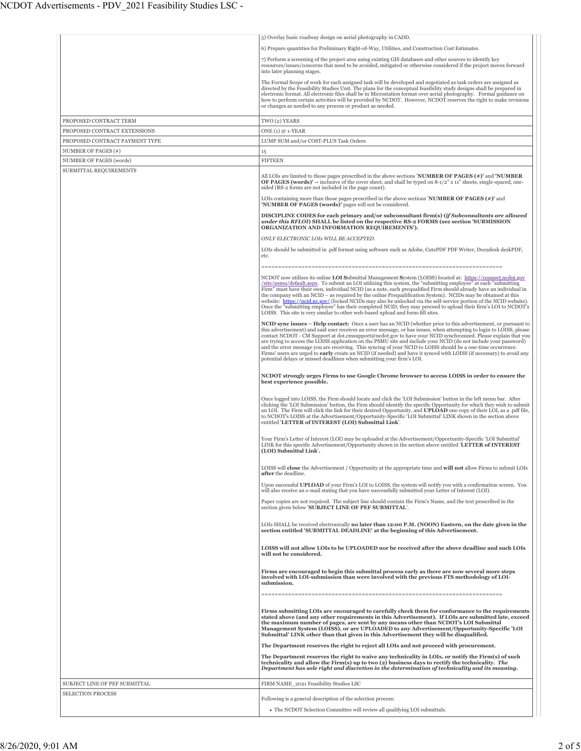| | |
|---|---|
| | 5) Overlay basic roadway design on aerial photography in CADD.<br><br>6) Prepare quantities for Preliminary Right-of-Way, Utilities, and Construction Cost Estimates.<br><br>7) Perform a screening of the project area using existing GIS databases and other sources to identify key resources/issues/concerns that need to be avoided, mitigated or otherwise considered if the project moves forward into later planning stages.<br><br>The Formal Scope of work for each assigned task will be developed and negotiated as task orders are assigned as directed by the Feasibility Studies Unit. The plans for the conceptual feasibility study designs shall be prepared in electronic format. All electronic files shall be in Microstation format over aerial photography. Formal guidance on how to perform certain activities will be provided by NCDOT. However, NCDOT reserves the right to make revisions or changes as needed to any process or product as needed. |
| PROPOSED CONTRACT TERM | TWO (2) YEARS |
| PROPOSED CONTRACT EXTENSIONS | ONE (1) @ 1-YEAR |
| PROPOSED CONTRACT PAYMENT TYPE | LUMP SUM and/or COST-PLUS Task Orders |
| NUMBER OF PAGES (#) | 15 |
| NUMBER OF PAGES (words) | FIFTEEN |
| SUBMITTAL REQUIREMENTS | All LOIs are limited to those pages prescribed in the above sections '**NUMBER OF PAGES (#)**' and '**NUMBER OF PAGES (words)**' -- inclusive of the cover sheet, and shall be typed on 8-1/2" x 11" sheets, single-spaced, one-sided (RS-2 forms are not included in the page count).<br><br>LOIs containing more than those pages prescribed in the above sections '**NUMBER OF PAGES (#)**' and '**NUMBER OF PAGES (words)**' pages will not be considered.<br><br>**DISCIPLINE CODES for each primary and/or subconsultant firm(s) (*if Subconsultants are allowed under this RFLOI*) SHALL be listed on the respective RS-2 FORMS (see section 'SUBMISSION ORGANIZATION AND INFORMATION REQUIREMENTS').**<br><br>*ONLY ELECTRONIC LOIs WILL BE ACCEPTED.*<br><br>LOIs should be submitted in .pdf format using software such as Adobe, CutePDF PDF Writer, Docudesk deskPDF, etc.<br><br>=====================================================================<br><br>NCDOT now utilizes its online **LOI S**ubmittal Management **S**ystem (LOISS) located at: https://connect.ncdot.gov/site/psmu/default.aspx. To submit an LOI utilizing this system, the "submitting employee" at each "submitting Firm" must have their own, individual NCID (as a note, each prequalified Firm should already have an individual in the company with an NCID – as required by the online Prequalification System). NCIDs may be obtained at this website: https://ncid.nc.gov/ (locked NCIDs may also be unlocked via the self-service portion of the NCID website). Once the "submitting employee" has their completed NCID, they may proceed to upload their firm's LOI to NCDOT's LOISS. This site is very similar to other web-based upload and form-fill sites.<br><br>**NCID sync issues – Help contact:** Once a user has an NCID (whether prior to this advertisement, or pursuant to this advertisement) and said user receives an error message, or has issues, when attempting to login to LOISS, please contact NCDOT - CM Support at dot.cmsupport@ncdot.gov to have your NCID synchronized. Please explain that you are trying to access the LOISS application on the PSMU site and include your NCID (do not include your password) and the error message you are receiving. This syncing of your NCID to LOISS should be a one-time occurrence. Firms' users are urged to **early** create an NCID (if needed) and have it synced with LOISS (if necessary) to avoid any potential delays or missed deadlines when submitting your firm's LOI.<br><br>**NCDOT strongly urges Firms to use Google Chrome browser to access LOISS in order to ensure the best experience possible.**<br><br>Once logged into LOISS, the Firm should locate and click the 'LOI Submission' button in the left menu bar. After clicking the 'LOI Submission' button, the Firm should identify the specific Opportunity for which they wish to submit an LOI. The Firm will click the link for their desired Opportunity, and **UPLOAD** one copy of their LOI, as a .pdf file, to NCDOT's LOISS at the Advertisement/Opportunity-Specific 'LOI Submittal' LINK shown in the section above entitled '**LETTER of INTEREST (LOI) Submittal Link**'.<br><br>Your Firm's Letter of Interest (LOI) may be uploaded at the Advertisement/Opportunity-Specific 'LOI Submittal' LINK for this specific Advertisement/Opportunity shown in the section above entitled '**LETTER of INTEREST (LOI) Submittal Link**'.<br><br>LOISS will **close** the Advertisement / Opportunity at the appropriate time and **will not** allow Firms to submit LOIs **after** the deadline.<br><br>Upon successful **UPLOAD** of your Firm's LOI to LOISS, the system will notify you with a confirmation screen. You will also receive an e-mail stating that you have successfully submitted your Letter of Interest (LOI).<br><br>Paper copies are not required. The subject line should contain the Firm's Name, and the text prescribed in the section given below '**SUBJECT LINE OF PEF SUBMITTAL**'.<br><br>LOIs SHALL be received electronically **no later than 12:00 P.M. (NOON) Eastern, on the date given in the section entitled 'SUBMITTAL DEADLINE' at the beginning of this Advertisement.**<br><br>**LOISS will not allow LOIs to be UPLOADED nor be received after the above deadline and such LOIs will not be considered.**<br><br>**Firms are encouraged to begin this submittal process early as there are now several more steps involved with LOI-submission than were involved with the previous FTS methodology of LOI-submission.**<br><br>=====================================================================<br><br>**Firms submitting LOIs are encouraged to carefully check them for conformance to the requirements stated above (and any other requirements in this Advertisement). If LOIs are submitted late, exceed the maximum number of pages, are sent by any means other than NCDOT's LOI Submittal Management System (LOISS), or are UPLOADED to any Advertisement/Opportunity-Specific 'LOI Submittal' LINK other than that given in this Advertisement they will be disqualified.**<br><br>**The Department reserves the right to reject all LOIs and not proceed with procurement.**<br><br>**The Department reserves the right to waive any technicality in LOIs, or notify the Firm(s) of such technicality and allow the Firm(s) up to two (2) business days to rectify the technicality. *The Department has sole right and discretion in the determination of technicality and its meaning.*** |
| SUBJECT LINE OF PEF SUBMITTAL | FIRM NAME_2021 Feasibility Studies LSC |
| SELECTION PROCESS | Following is a general description of the selection process:<br><br>• The NCDOT Selection Committee will review all qualifying LOI submittals. |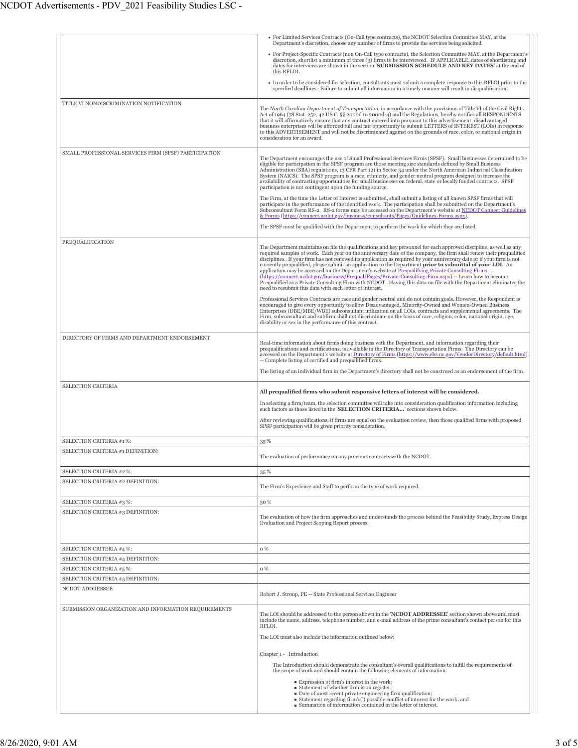| | |
|---|---|
| | - For Limited Services Contracts (On-Call type contracts), the NCDOT Selection Committee MAY, at the Department's discretion, choose any number of firms to provide the services being solicited.<br>- For Project-Specific Contracts (non On-Call type contracts), the Selection Committee MAY, at the Department's discretion, shortlist a minimum of three (3) firms to be interviewed. IF APPLICABLE, dates of shortlisting and dates for interviews are shown in the section '**SUBMISSION SCHEDULE AND KEY DATES**' at the end of this RFLOI.<br>- In order to be considered for selection, consultants must submit a complete response to this RFLOI prior to the specified deadlines. Failure to submit all information in a timely manner will result in disqualification. |
| TITLE VI NONDISCRIMINATION NOTIFICATION | The *North Carolina Department of Transportation*, in accordance with the provisions of Title VI of the Civil Rights Act of 1964 (78 Stat. 252, 42 US.C. §§ 2000d to 2000d-4) and the Regulations, hereby notifies all RESPONDENTS that it will affirmatively ensure that any contract entered into pursuant to this advertisement, disadvantaged business enterprises will be afforded full and fair opportunity to submit LETTERS of INTEREST (LOIs) in response to this ADVERTISEMENT and will not be discriminated against on the grounds of race, color, or national origin in consideration for an award. |
| SMALL PROFESSIONAL SERVICES FIRM (SPSF) PARTICIPATION | The Department encourages the use of Small Professional Services Firms (SPSF). Small businesses determined to be eligible for participation in the SPSF program are those meeting size standards defined by Small Business Administration (SBA) regulations, 13 CFR Part 121 in Sector 54 under the North American Industrial Classification System (NAICS). The SPSF program is a race, ethnicity, and gender neutral program designed to increase the availability of contracting opportunities for small businesses on federal, state or locally funded contracts. SPSF participation is not contingent upon the funding source.<br><br>The Firm, at the time the Letter of Interest is submitted, shall submit a listing of all known SPSF firms that will participate in the performance of the identified work. The participation shall be submitted on the Department's Subconsultant Form RS-2. RS-2 forms may be accessed on the Department's website at NCDOT Connect Guidelines & Forms (https://connect.ncdot.gov/business/consultants/Pages/Guidelines-Forms.aspx).<br><br>The SPSF must be qualified with the Department to perform the work for which they are listed. |
| PREQUALIFICATION | The Department maintains on file the qualifications and key personnel for each approved discipline, as well as any required samples of work. Each year on the anniversary date of the company, the firm shall renew their prequalified disciplines. If your firm has not renewed its application as required by your anniversary date or if your firm is not currently prequalified, please submit an application to the Department **prior to submittal of your LOI**. An application may be accessed on the Department's website at Prequalifying Private Consulting Firms (https://connect.ncdot.gov/business/Prequal/Pages/Private-Consulting-Firm.aspx) -- Learn how to become Prequalified as a Private Consulting Firm with NCDOT. Having this data on file with the Department eliminates the need to resubmit this data with each letter of interest.<br><br>Professional Services Contracts are race and gender neutral and do not contain goals. However, the Respondent is encouraged to give every opportunity to allow Disadvantaged, Minority-Owned and Women-Owned Business Enterprises (DBE/MBE/WBE) subconsultant utilization on all LOIs, contracts and supplemental agreements. The Firm, subconsultant and subfirm shall not discriminate on the basis of race, religion, color, national origin, age, disability or sex in the performance of this contract. |
| DIRECTORY OF FIRMS AND DEPARTMENT ENDORSEMENT | Real-time information about firms doing business with the Department, and information regarding their prequalifications and certifications, is available in the Directory of Transportation Firms. The Directory can be accessed on the Department's website at Directory of Firms (https://www.ebs.nc.gov/VendorDirectory/default.html) -- Complete listing of certified and prequalified firms.<br><br>The listing of an individual firm in the Department's directory shall not be construed as an endorsement of the firm. |
| SELECTION CRITERIA | **All prequalified firms who submit responsive letters of interest will be considered.**<br><br>In selecting a firm/team, the selection committee will take into consideration qualification information including such factors as those listed in the '**SELECTION CRITERIA...**' sections shown below.<br><br>After reviewing qualifications, if firms are equal on the evaluation review, then those qualified firms with proposed SPSF participation will be given priority consideration. |
| SELECTION CRITERIA #1 %: | 35 % |
| SELECTION CRITERIA #1 DEFINITION: | The evaluation of performance on any previous contracts with the NCDOT. |
| SELECTION CRITERIA #2 %: | 35 % |
| SELECTION CRITERIA #2 DEFINITION: | The Firm's Experience and Staff to perform the type of work required. |
| SELECTION CRITERIA #3 %: | 30 % |
| SELECTION CRITERIA #3 DEFINITION: | The evaluation of how the firm approaches and understands the process behind the Feasibility Study, Express Design Evaluation and Project Scoping Report process. |
| SELECTION CRITERIA #4 %: | 0 % |
| SELECTION CRITERIA #4 DEFINITION: | |
| SELECTION CRITERIA #5 %: | 0 % |
| SELECTION CRITERIA #5 DEFINITION: | |
| NCDOT ADDRESSEE | Robert J. Stroup, PE -- State Professional Services Engineer |
| SUBMISSION ORGANIZATION AND INFORMATION REQUIREMENTS | The LOI should be addressed to the person shown in the '**NCDOT ADDRESSEE**' section shown above and must include the name, address, telephone number, and e-mail address of the prime consultant's contact person for this RFLOI.<br><br>The LOI must also include the information outlined below:<br><br>Chapter 1 - Introduction<br><br>The Introduction should demonstrate the consultant's overall qualifications to fulfill the requirements of the scope of work and should contain the following elements of information:<br>- Expression of firm's interest in the work;<br>- Statement of whether firm is on register;<br>- Date of most recent private engineering firm qualification;<br>- Statement regarding firm's(') possible conflict of interest for the work; and<br>- Summation of information contained in the letter of interest. |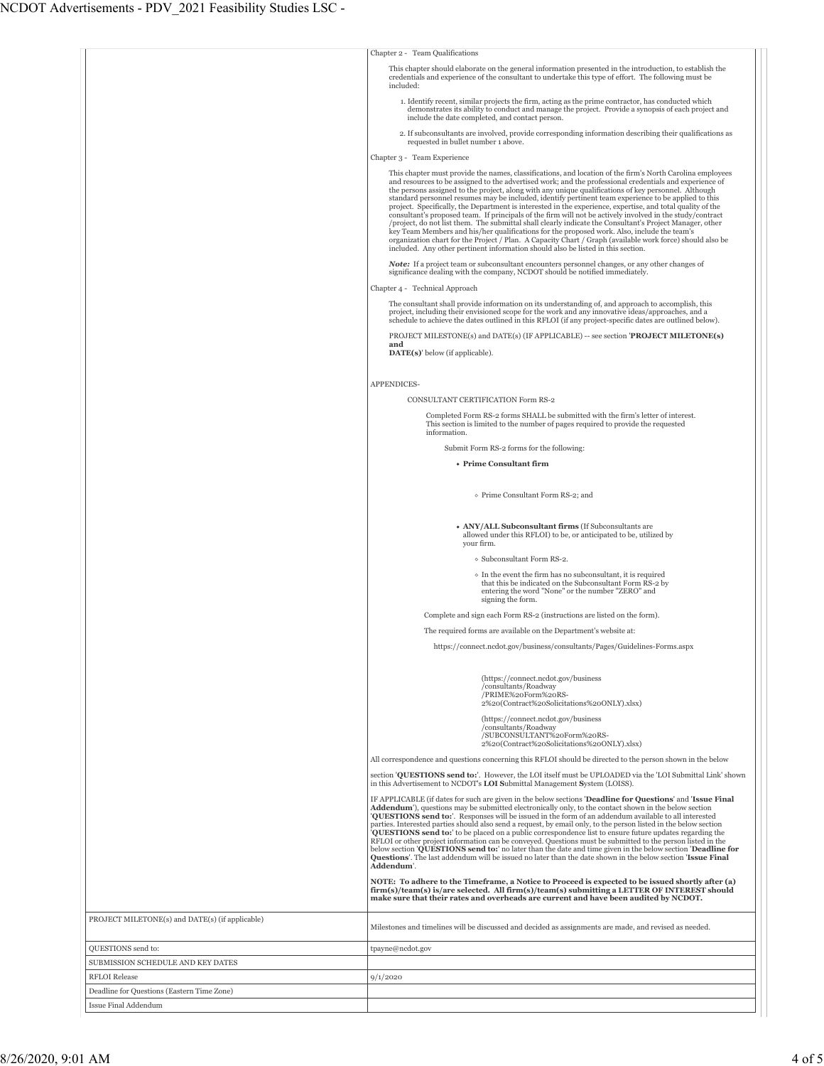| | |
|---|---|
| | Chapter 2 - Team Qualifications<br><br>This chapter should elaborate on the general information presented in the introduction, to establish the credentials and experience of the consultant to undertake this type of effort. The following must be included:<br><br>1. Identify recent, similar projects the firm, acting as the prime contractor, has conducted which demonstrates its ability to conduct and manage the project. Provide a synopsis of each project and include the date completed, and contact person.<br><br>2. If subconsultants are involved, provide corresponding information describing their qualifications as requested in bullet number 1 above.<br><br>Chapter 3 - Team Experience<br><br>This chapter must provide the names, classifications, and location of the firm's North Carolina employees and resources to be assigned to the advertised work; and the professional credentials and experience of the persons assigned to the project, along with any unique qualifications of key personnel. Although standard personnel resumes may be included, identify pertinent team experience to be applied to this project. Specifically, the Department is interested in the experience, expertise, and total quality of the consultant's proposed team. If principals of the firm will not be actively involved in the study/contract /project, do not list them. The submittal shall clearly indicate the Consultant's Project Manager, other key Team Members and his/her qualifications for the proposed work. Also, include the team's organization chart for the Project / Plan. A Capacity Chart / Graph (available work force) should also be included. Any other pertinent information should also be listed in this section.<br><br>***Note:*** If a project team or subconsultant encounters personnel changes, or any other changes of significance dealing with the company, NCDOT should be notified immediately.<br><br>Chapter 4 - Technical Approach<br><br>The consultant shall provide information on its understanding of, and approach to accomplish, this project, including their envisioned scope for the work and any innovative ideas/approaches, and a schedule to achieve the dates outlined in this RFLOI (if any project-specific dates are outlined below).<br><br>PROJECT MILESTONE(s) and DATE(s) (IF APPLICABLE) -- see section '**PROJECT MILETONE(s) and DATE(s)**' below (if applicable).<br><br>APPENDICES-<br><br>CONSULTANT CERTIFICATION Form RS-2<br><br>Completed Form RS-2 forms SHALL be submitted with the firm's letter of interest. This section is limited to the number of pages required to provide the requested information.<br><br>Submit Form RS-2 forms for the following:<br><br>• **Prime Consultant firm**<br>◦ Prime Consultant Form RS-2; and<br><br>• **ANY/ALL Subconsultant firms** (If Subconsultants are allowed under this RFLOI) to be, or anticipated to be, utilized by your firm.<br>◦ Subconsultant Form RS-2.<br>◦ In the event the firm has no subconsultant, it is required that this be indicated on the Subconsultant Form RS-2 by entering the word "None" or the number "ZERO" and signing the form.<br><br>Complete and sign each Form RS-2 (instructions are listed on the form).<br><br>The required forms are available on the Department's website at:<br><br>https://connect.ncdot.gov/business/consultants/Pages/Guidelines-Forms.aspx<br><br>(https://connect.ncdot.gov/business/consultants/Roadway/PRIME%20Form%20RS-2%20(Contract%20Solicitations%20ONLY).xlsx)<br><br>(https://connect.ncdot.gov/business/consultants/Roadway/SUBCONSULTANT%20Form%20RS-2%20(Contract%20Solicitations%20ONLY).xlsx)<br><br>All correspondence and questions concerning this RFLOI should be directed to the person shown in the below section '**QUESTIONS send to:**'. However, the LOI itself must be UPLOADED via the 'LOI Submittal Link' shown in this Advertisement to NCDOT's **LOI S**ubmittal **M**anagement **S**ystem (LOISS).<br><br>IF APPLICABLE (if dates for such are given in the below sections '**Deadline for Questions**' and '**Issue Final Addendum**'), questions may be submitted electronically only, to the contact shown in the below section '**QUESTIONS send to:**'. Responses will be issued in the form of an addendum available to all interested parties. Interested parties should also send a request, by email only, to the person listed in the below section '**QUESTIONS send to:**' to be placed on a public correspondence list to ensure future updates regarding the RFLOI or other project information can be conveyed. Questions must be submitted to the person listed in the below section '**QUESTIONS send to:**' no later than the date and time given in the below section '**Deadline for Questions**'. The last addendum will be issued no later than the date shown in the below section '**Issue Final Addendum**'.<br><br>**NOTE: To adhere to the Timeframe, a Notice to Proceed is expected to be issued shortly after (a) firm(s)/team(s) is/are selected. All firm(s)/team(s) submitting a LETTER OF INTEREST should make sure that their rates and overheads are current and have been audited by NCDOT.** |
| PROJECT MILETONE(s) and DATE(s) (if applicable) | Milestones and timelines will be discussed and decided as assignments are made, and revised as needed. |
| QUESTIONS send to: | tpayne@ncdot.gov |
| SUBMISSION SCHEDULE AND KEY DATES | |
| RFLOI Release | 9/1/2020 |
| Deadline for Questions (Eastern Time Zone) | |
| Issue Final Addendum | |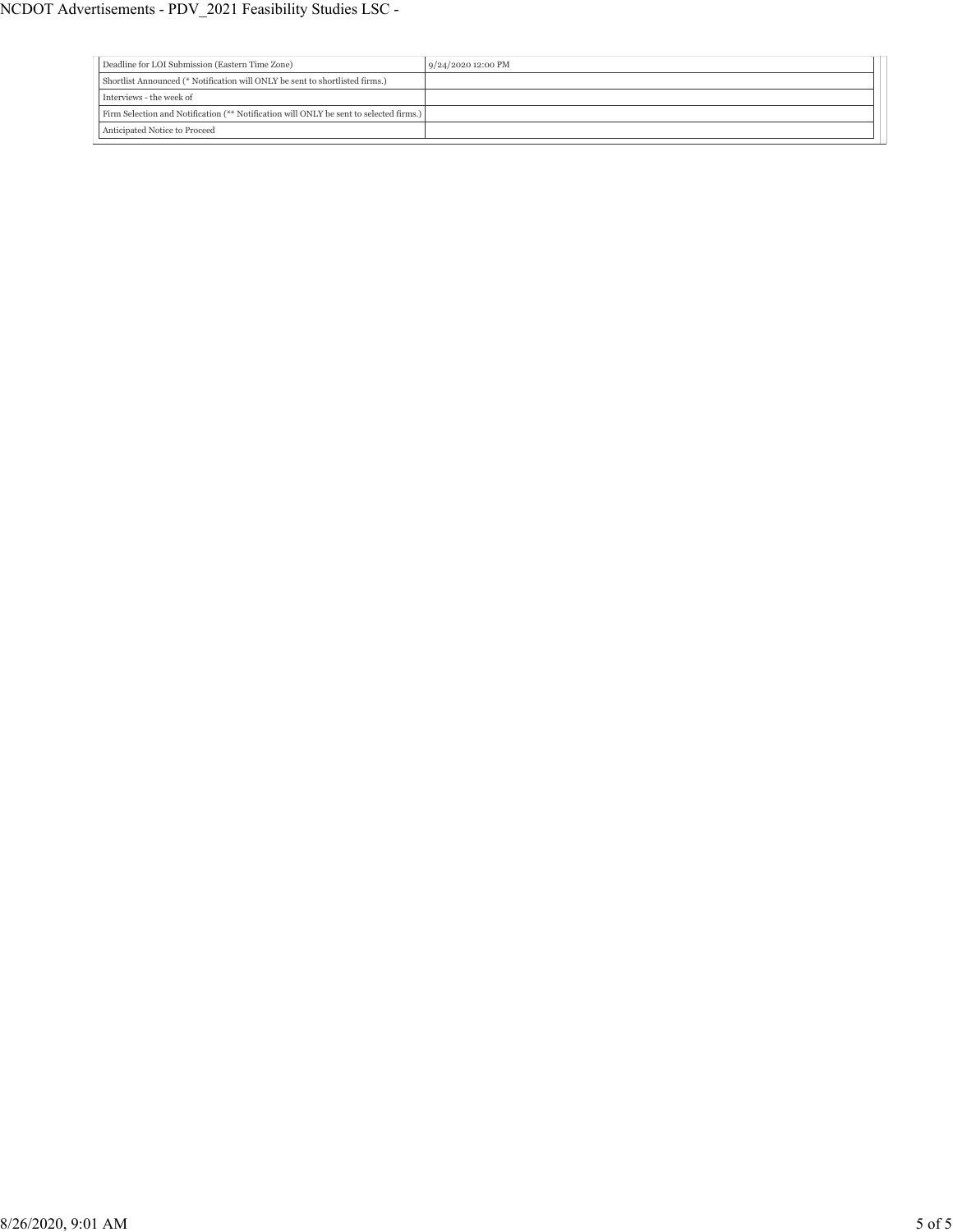| | |
|---|---|
| Deadline for LOI Submission (Eastern Time Zone) | 9/24/2020 12:00 PM |
| Shortlist Announced (* Notification will ONLY be sent to shortlisted firms.) | |
| Interviews - the week of | |
| Firm Selection and Notification (** Notification will ONLY be sent to selected firms.) | |
| Anticipated Notice to Proceed | |